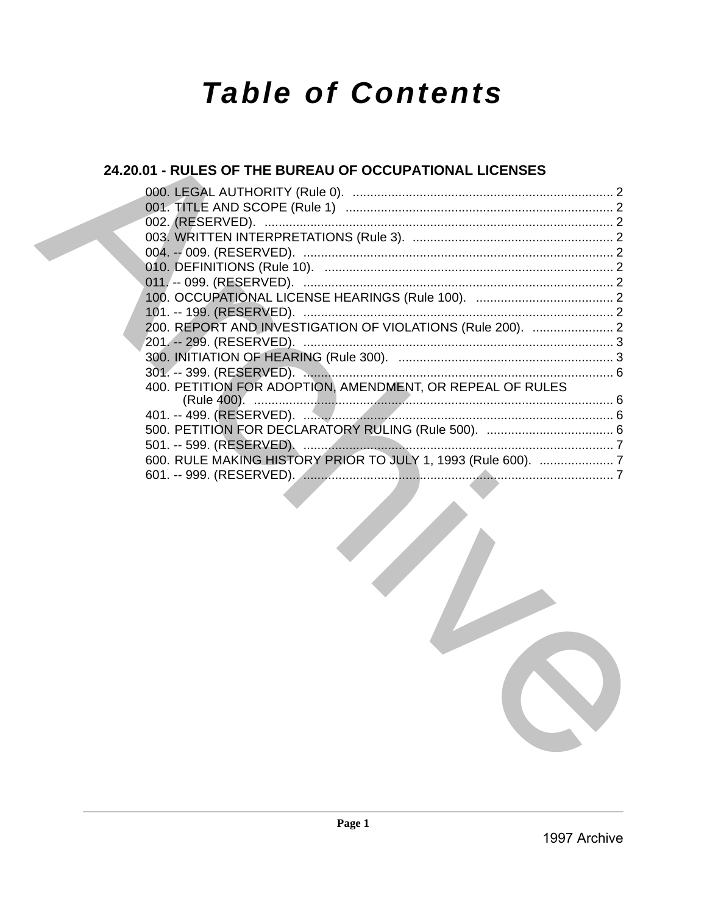# Table of Contents

## 24.20.01 - RULES OF THE BUREAU OF OCCUPATIONAL LICENSES

000. LEGAL AUTHORITY (Rule 0). .......... 2
001. TITLE AND SCOPE (Rule 1) .......... 2
002. (RESERVED). .......... 2
003. WRITTEN INTERPRETATIONS (Rule 3). .......... 2
004. -- 009. (RESERVED). .......... 2
010. DEFINITIONS (Rule 10). .......... 2
011. -- 099. (RESERVED). .......... 2
100. OCCUPATIONAL LICENSE HEARINGS (Rule 100). .......... 2
101. -- 199. (RESERVED). .......... 2
200. REPORT AND INVESTIGATION OF VIOLATIONS (Rule 200). .......... 2
201. -- 299. (RESERVED). .......... 3
300. INITIATION OF HEARING (Rule 300). .......... 3
301. -- 399. (RESERVED). .......... 6
400. PETITION FOR ADOPTION, AMENDMENT, OR REPEAL OF RULES (Rule 400). .......... 6
401. -- 499. (RESERVED). .......... 6
500. PETITION FOR DECLARATORY RULING (Rule 500). .......... 6
501. -- 599. (RESERVED). .......... 7
600. RULE MAKING HISTORY PRIOR TO JULY 1, 1993 (Rule 600). .......... 7
601. -- 999. (RESERVED). .......... 7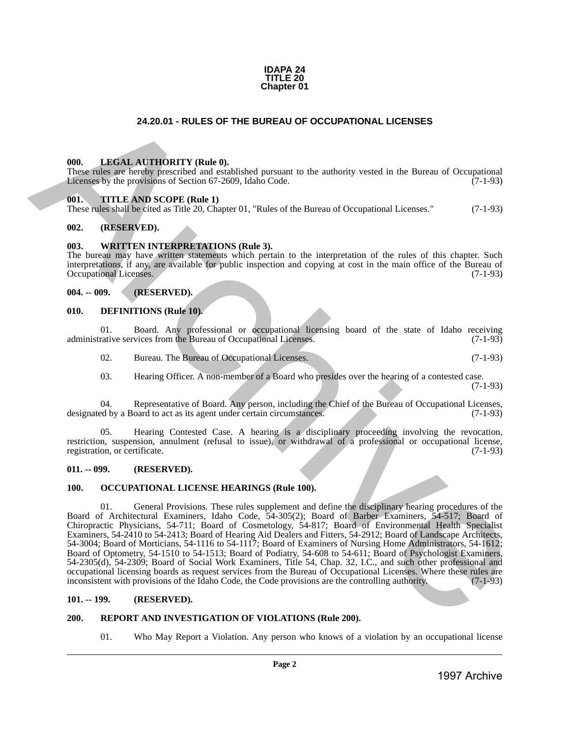**IDAPA 24**
**TITLE 20**
**Chapter 01**

# 24.20.01 - RULES OF THE BUREAU OF OCCUPATIONAL LICENSES

**000. LEGAL AUTHORITY (Rule 0).**
These rules are hereby prescribed and established pursuant to the authority vested in the Bureau of Occupational Licenses by the provisions of Section 67-2609, Idaho Code. (7-1-93)

**001. TITLE AND SCOPE (Rule 1)**
These rules shall be cited as Title 20, Chapter 01, "Rules of the Bureau of Occupational Licenses." (7-1-93)

**002. (RESERVED).**

**003. WRITTEN INTERPRETATIONS (Rule 3).**
The bureau may have written statements which pertain to the interpretation of the rules of this chapter. Such interpretations, if any, are available for public inspection and copying at cost in the main office of the Bureau of Occupational Licenses. (7-1-93)

**004. -- 009. (RESERVED).**

**010. DEFINITIONS (Rule 10).**

01. Board. Any professional or occupational licensing board of the state of Idaho receiving administrative services from the Bureau of Occupational Licenses. (7-1-93)

02. Bureau. The Bureau of Occupational Licenses. (7-1-93)

03. Hearing Officer. A non-member of a Board who presides over the hearing of a contested case. (7-1-93)

04. Representative of Board. Any person, including the Chief of the Bureau of Occupational Licenses, designated by a Board to act as its agent under certain circumstances. (7-1-93)

05. Hearing Contested Case. A hearing is a disciplinary proceeding involving the revocation, restriction, suspension, annulment (refusal to issue), or withdrawal of a professional or occupational license, registration, or certificate. (7-1-93)

**011. -- 099. (RESERVED).**

**100. OCCUPATIONAL LICENSE HEARINGS (Rule 100).**

01. General Provisions. These rules supplement and define the disciplinary hearing procedures of the Board of Architectural Examiners, Idaho Code, 54-305(2); Board of Barber Examiners, 54-517; Board of Chiropractic Physicians, 54-711; Board of Cosmetology, 54-817; Board of Environmental Health Specialist Examiners, 54-2410 to 54-2413; Board of Hearing Aid Dealers and Fitters, 54-2912; Board of Landscape Architects, 54-3004; Board of Morticians, 54-1116 to 54-1117; Board of Examiners of Nursing Home Administrators, 54-1612; Board of Optometry, 54-1510 to 54-1513; Board of Podiatry, 54-608 to 54-611; Board of Psychologist Examiners, 54-2305(d), 54-2309; Board of Social Work Examiners, Title 54, Chap. 32, I.C., and such other professional and occupational licensing boards as request services from the Bureau of Occupational Licenses. Where these rules are inconsistent with provisions of the Idaho Code, the Code provisions are the controlling authority. (7-1-93)

**101. -- 199. (RESERVED).**

**200. REPORT AND INVESTIGATION OF VIOLATIONS (Rule 200).**

01. Who May Report a Violation. Any person who knows of a violation by an occupational license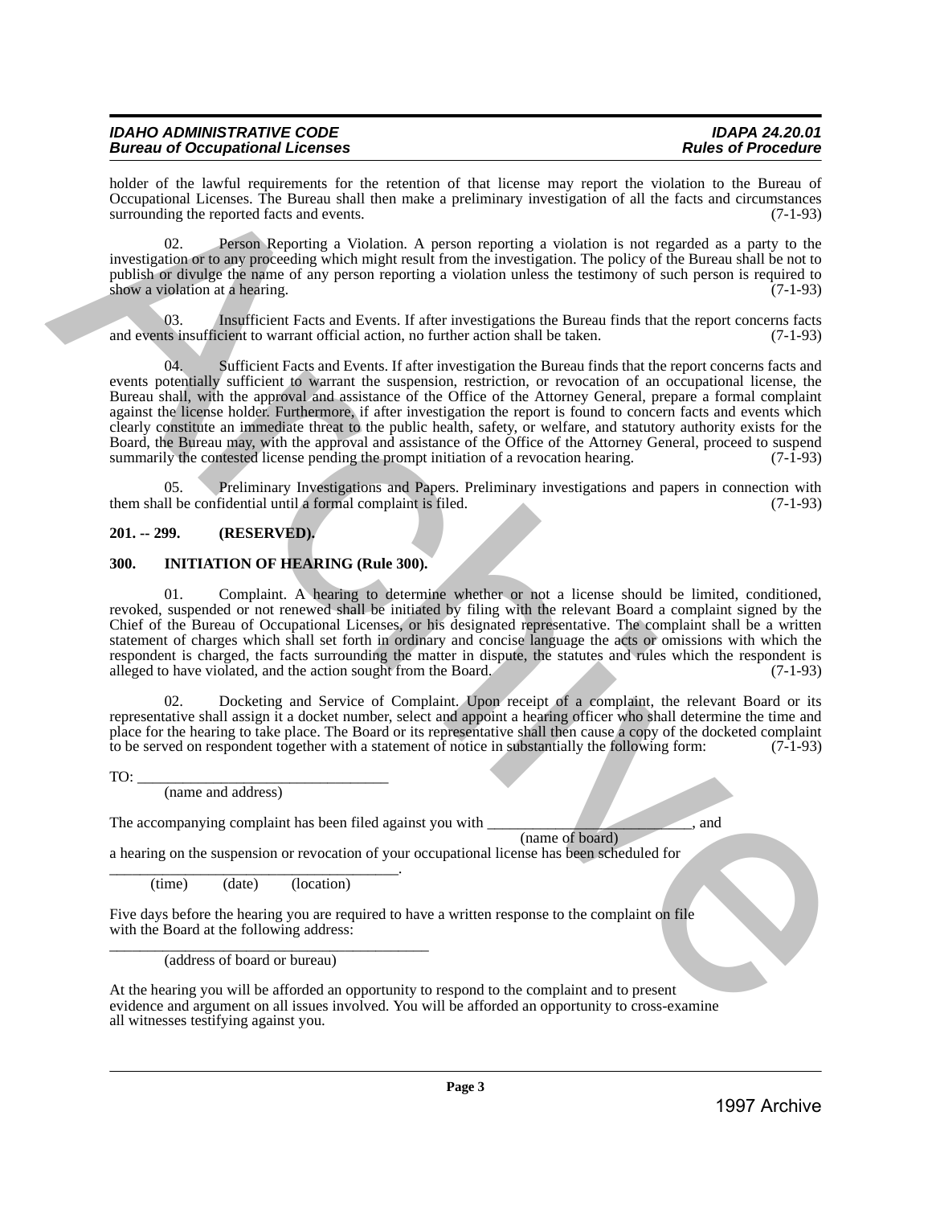holder of the lawful requirements for the retention of that license may report the violation to the Bureau of Occupational Licenses. The Bureau shall then make a preliminary investigation of all the facts and circumstances surrounding the reported facts and events. (7-1-93)

02. Person Reporting a Violation. A person reporting a violation is not regarded as a party to the investigation or to any proceeding which might result from the investigation. The policy of the Bureau shall be not to publish or divulge the name of any person reporting a violation unless the testimony of such person is required to show a violation at a hearing. (7-1-93)

03. Insufficient Facts and Events. If after investigations the Bureau finds that the report concerns facts and events insufficient to warrant official action, no further action shall be taken. (7-1-93)

04. Sufficient Facts and Events. If after investigation the Bureau finds that the report concerns facts and events potentially sufficient to warrant the suspension, restriction, or revocation of an occupational license, the Bureau shall, with the approval and assistance of the Office of the Attorney General, prepare a formal complaint against the license holder. Furthermore, if after investigation the report is found to concern facts and events which clearly constitute an immediate threat to the public health, safety, or welfare, and statutory authority exists for the Board, the Bureau may, with the approval and assistance of the Office of the Attorney General, proceed to suspend summarily the contested license pending the prompt initiation of a revocation hearing. (7-1-93)

05. Preliminary Investigations and Papers. Preliminary investigations and papers in connection with them shall be confidential until a formal complaint is filed. (7-1-93)

**201. -- 299. (RESERVED).**

**300. INITIATION OF HEARING (Rule 300).**

01. Complaint. A hearing to determine whether or not a license should be limited, conditioned, revoked, suspended or not renewed shall be initiated by filing with the relevant Board a complaint signed by the Chief of the Bureau of Occupational Licenses, or his designated representative. The complaint shall be a written statement of charges which shall set forth in ordinary and concise language the acts or omissions with which the respondent is charged, the facts surrounding the matter in dispute, the statutes and rules which the respondent is alleged to have violated, and the action sought from the Board. (7-1-93)

02. Docketing and Service of Complaint. Upon receipt of a complaint, the relevant Board or its representative shall assign it a docket number, select and appoint a hearing officer who shall determine the time and place for the hearing to take place. The Board or its representative shall then cause a copy of the docketed complaint to be served on respondent together with a statement of notice in substantially the following form: (7-1-93)

TO: ________________________________
(name and address)

The accompanying complaint has been filed against you with __________________________, and
(name of board)
a hearing on the suspension or revocation of your occupational license has been scheduled for
______________________________________.
(time) (date) (location)

Five days before the hearing you are required to have a written response to the complaint on file with the Board at the following address:
________________________________________
(address of board or bureau)

At the hearing you will be afforded an opportunity to respond to the complaint and to present evidence and argument on all issues involved. You will be afforded an opportunity to cross-examine all witnesses testifying against you.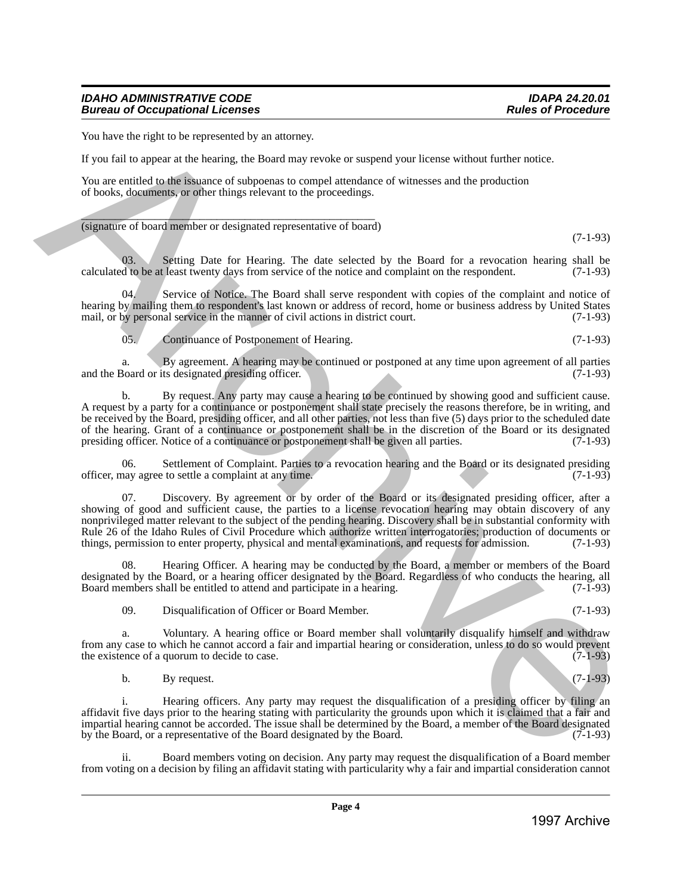You have the right to be represented by an attorney.

If you fail to appear at the hearing, the Board may revoke or suspend your license without further notice.

You are entitled to the issuance of subpoenas to compel attendance of witnesses and the production of books, documents, or other things relevant to the proceedings.

\_\_\_\_\_\_\_\_\_\_\_\_\_\_\_\_\_\_\_\_\_\_\_\_\_\_\_\_\_\_\_\_\_\_\_\_\_\_\_\_\_\_\_\_\_\_\_\_

(signature of board member or designated representative of board)

(7-1-93)

03. Setting Date for Hearing. The date selected by the Board for a revocation hearing shall be calculated to be at least twenty days from service of the notice and complaint on the respondent. (7-1-93)

04. Service of Notice. The Board shall serve respondent with copies of the complaint and notice of hearing by mailing them to respondent's last known or address of record, home or business address by United States mail, or by personal service in the manner of civil actions in district court. (7-1-93)

05. Continuance of Postponement of Hearing. (7-1-93)

a. By agreement. A hearing may be continued or postponed at any time upon agreement of all parties and the Board or its designated presiding officer. (7-1-93)

b. By request. Any party may cause a hearing to be continued by showing good and sufficient cause. A request by a party for a continuance or postponement shall state precisely the reasons therefore, be in writing, and be received by the Board, presiding officer, and all other parties, not less than five (5) days prior to the scheduled date of the hearing. Grant of a continuance or postponement shall be in the discretion of the Board or its designated presiding officer. Notice of a continuance or postponement shall be given all parties. (7-1-93)

06. Settlement of Complaint. Parties to a revocation hearing and the Board or its designated presiding officer, may agree to settle a complaint at any time. (7-1-93)

07. Discovery. By agreement or by order of the Board or its designated presiding officer, after a showing of good and sufficient cause, the parties to a license revocation hearing may obtain discovery of any nonprivileged matter relevant to the subject of the pending hearing. Discovery shall be in substantial conformity with Rule 26 of the Idaho Rules of Civil Procedure which authorize written interrogatories; production of documents or things, permission to enter property, physical and mental examinations, and requests for admission. (7-1-93)

08. Hearing Officer. A hearing may be conducted by the Board, a member or members of the Board designated by the Board, or a hearing officer designated by the Board. Regardless of who conducts the hearing, all Board members shall be entitled to attend and participate in a hearing. (7-1-93)

09. Disqualification of Officer or Board Member. (7-1-93)

a. Voluntary. A hearing office or Board member shall voluntarily disqualify himself and withdraw from any case to which he cannot accord a fair and impartial hearing or consideration, unless to do so would prevent the existence of a quorum to decide to case. (7-1-93)

b. By request. (7-1-93)

i. Hearing officers. Any party may request the disqualification of a presiding officer by filing an affidavit five days prior to the hearing stating with particularity the grounds upon which it is claimed that a fair and impartial hearing cannot be accorded. The issue shall be determined by the Board, a member of the Board designated by the Board, or a representative of the Board designated by the Board. (7-1-93)

ii. Board members voting on decision. Any party may request the disqualification of a Board member from voting on a decision by filing an affidavit stating with particularity why a fair and impartial consideration cannot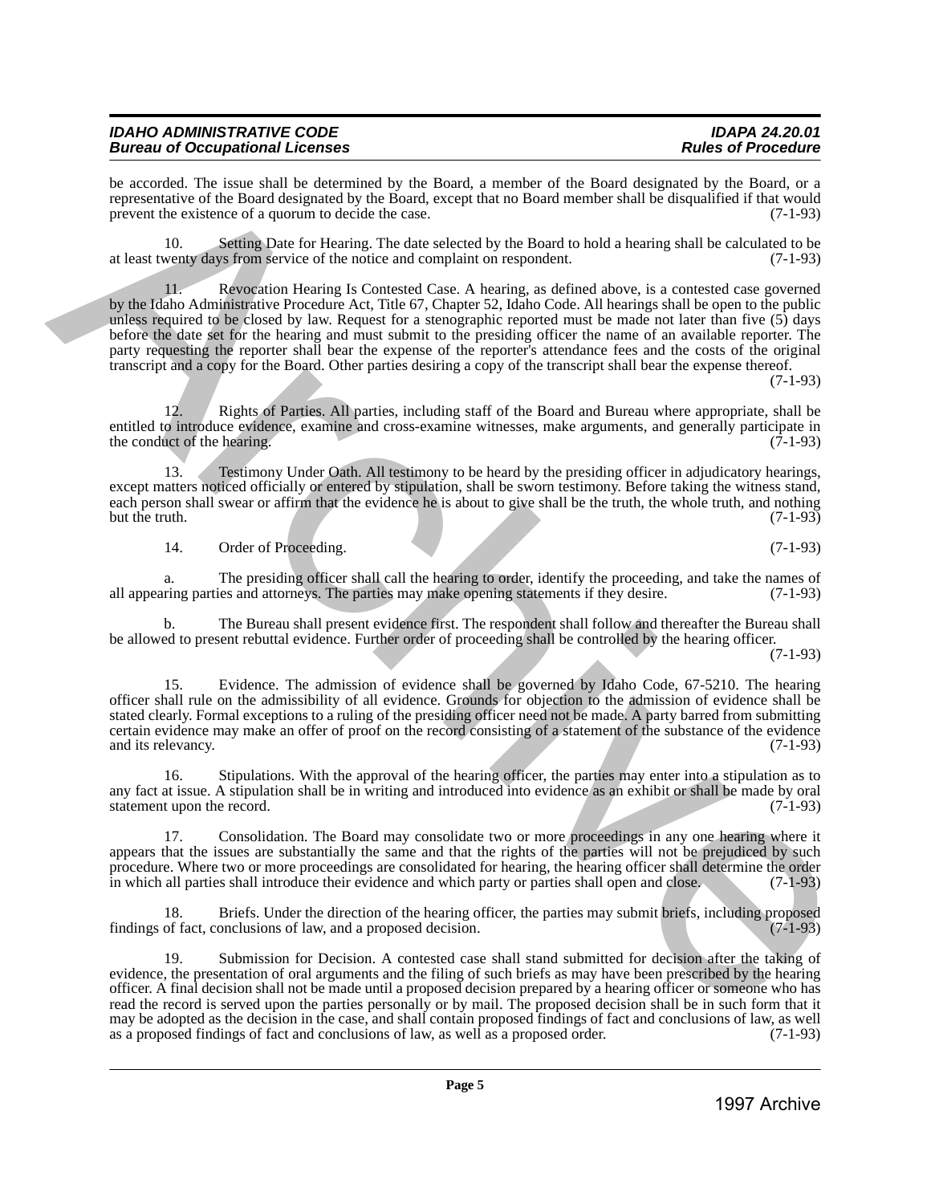be accorded. The issue shall be determined by the Board, a member of the Board designated by the Board, or a representative of the Board designated by the Board, except that no Board member shall be disqualified if that would prevent the existence of a quorum to decide the case. (7-1-93)

10. Setting Date for Hearing. The date selected by the Board to hold a hearing shall be calculated to be at least twenty days from service of the notice and complaint on respondent. (7-1-93)

11. Revocation Hearing Is Contested Case. A hearing, as defined above, is a contested case governed by the Idaho Administrative Procedure Act, Title 67, Chapter 52, Idaho Code. All hearings shall be open to the public unless required to be closed by law. Request for a stenographic reported must be made not later than five (5) days before the date set for the hearing and must submit to the presiding officer the name of an available reporter. The party requesting the reporter shall bear the expense of the reporter's attendance fees and the costs of the original transcript and a copy for the Board. Other parties desiring a copy of the transcript shall bear the expense thereof. (7-1-93)

12. Rights of Parties. All parties, including staff of the Board and Bureau where appropriate, shall be entitled to introduce evidence, examine and cross-examine witnesses, make arguments, and generally participate in the conduct of the hearing. (7-1-93)

13. Testimony Under Oath. All testimony to be heard by the presiding officer in adjudicatory hearings, except matters noticed officially or entered by stipulation, shall be sworn testimony. Before taking the witness stand, each person shall swear or affirm that the evidence he is about to give shall be the truth, the whole truth, and nothing but the truth. (7-1-93)

14. Order of Proceeding. (7-1-93)

a. The presiding officer shall call the hearing to order, identify the proceeding, and take the names of all appearing parties and attorneys. The parties may make opening statements if they desire. (7-1-93)

b. The Bureau shall present evidence first. The respondent shall follow and thereafter the Bureau shall be allowed to present rebuttal evidence. Further order of proceeding shall be controlled by the hearing officer. (7-1-93)

15. Evidence. The admission of evidence shall be governed by Idaho Code, 67-5210. The hearing officer shall rule on the admissibility of all evidence. Grounds for objection to the admission of evidence shall be stated clearly. Formal exceptions to a ruling of the presiding officer need not be made. A party barred from submitting certain evidence may make an offer of proof on the record consisting of a statement of the substance of the evidence and its relevancy. (7-1-93)

16. Stipulations. With the approval of the hearing officer, the parties may enter into a stipulation as to any fact at issue. A stipulation shall be in writing and introduced into evidence as an exhibit or shall be made by oral statement upon the record. (7-1-93)

17. Consolidation. The Board may consolidate two or more proceedings in any one hearing where it appears that the issues are substantially the same and that the rights of the parties will not be prejudiced by such procedure. Where two or more proceedings are consolidated for hearing, the hearing officer shall determine the order in which all parties shall introduce their evidence and which party or parties shall open and close. (7-1-93)

18. Briefs. Under the direction of the hearing officer, the parties may submit briefs, including proposed findings of fact, conclusions of law, and a proposed decision. (7-1-93)

19. Submission for Decision. A contested case shall stand submitted for decision after the taking of evidence, the presentation of oral arguments and the filing of such briefs as may have been prescribed by the hearing officer. A final decision shall not be made until a proposed decision prepared by a hearing officer or someone who has read the record is served upon the parties personally or by mail. The proposed decision shall be in such form that it may be adopted as the decision in the case, and shall contain proposed findings of fact and conclusions of law, as well as a proposed findings of fact and conclusions of law, as well as a proposed order. (7-1-93)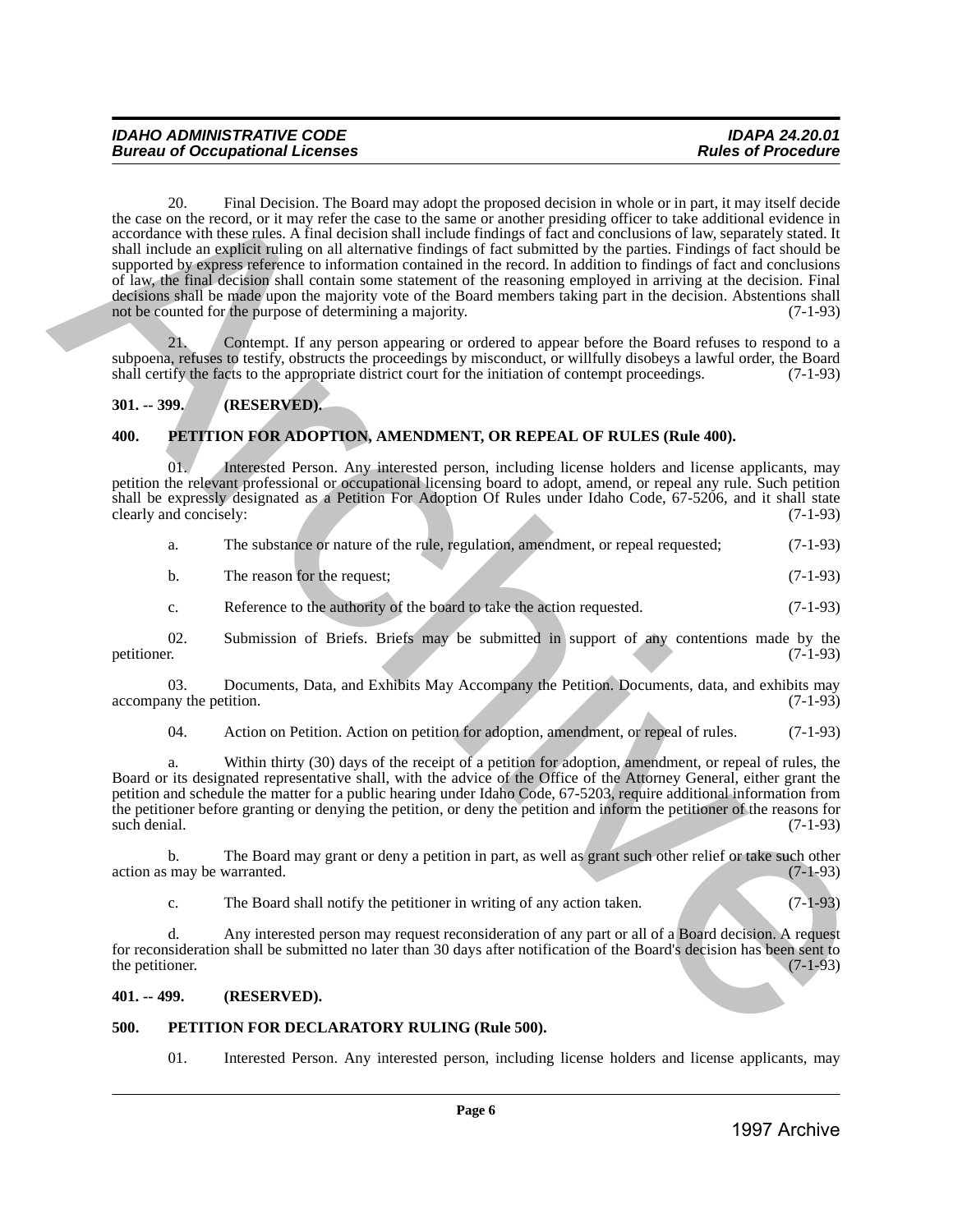20. Final Decision. The Board may adopt the proposed decision in whole or in part, it may itself decide the case on the record, or it may refer the case to the same or another presiding officer to take additional evidence in accordance with these rules. A final decision shall include findings of fact and conclusions of law, separately stated. It shall include an explicit ruling on all alternative findings of fact submitted by the parties. Findings of fact should be supported by express reference to information contained in the record. In addition to findings of fact and conclusions of law, the final decision shall contain some statement of the reasoning employed in arriving at the decision. Final decisions shall be made upon the majority vote of the Board members taking part in the decision. Abstentions shall not be counted for the purpose of determining a majority. (7-1-93)

21. Contempt. If any person appearing or ordered to appear before the Board refuses to respond to a subpoena, refuses to testify, obstructs the proceedings by misconduct, or willfully disobeys a lawful order, the Board shall certify the facts to the appropriate district court for the initiation of contempt proceedings. (7-1-93)

**301. -- 399. (RESERVED).**

**400. PETITION FOR ADOPTION, AMENDMENT, OR REPEAL OF RULES (Rule 400).**

01. Interested Person. Any interested person, including license holders and license applicants, may petition the relevant professional or occupational licensing board to adopt, amend, or repeal any rule. Such petition shall be expressly designated as a Petition For Adoption Of Rules under Idaho Code, 67-5206, and it shall state clearly and concisely: (7-1-93)

a. The substance or nature of the rule, regulation, amendment, or repeal requested; (7-1-93)

b. The reason for the request; (7-1-93)

c. Reference to the authority of the board to take the action requested. (7-1-93)

02. Submission of Briefs. Briefs may be submitted in support of any contentions made by the petitioner. (7-1-93)

03. Documents, Data, and Exhibits May Accompany the Petition. Documents, data, and exhibits may accompany the petition. (7-1-93)

04. Action on Petition. Action on petition for adoption, amendment, or repeal of rules. (7-1-93)

a. Within thirty (30) days of the receipt of a petition for adoption, amendment, or repeal of rules, the Board or its designated representative shall, with the advice of the Office of the Attorney General, either grant the petition and schedule the matter for a public hearing under Idaho Code, 67-5203, require additional information from the petitioner before granting or denying the petition, or deny the petition and inform the petitioner of the reasons for such denial. (7-1-93)

b. The Board may grant or deny a petition in part, as well as grant such other relief or take such other action as may be warranted. (7-1-93)

c. The Board shall notify the petitioner in writing of any action taken. (7-1-93)

d. Any interested person may request reconsideration of any part or all of a Board decision. A request for reconsideration shall be submitted no later than 30 days after notification of the Board's decision has been sent to the petitioner. (7-1-93)

**401. -- 499. (RESERVED).**

**500. PETITION FOR DECLARATORY RULING (Rule 500).**

01. Interested Person. Any interested person, including license holders and license applicants, may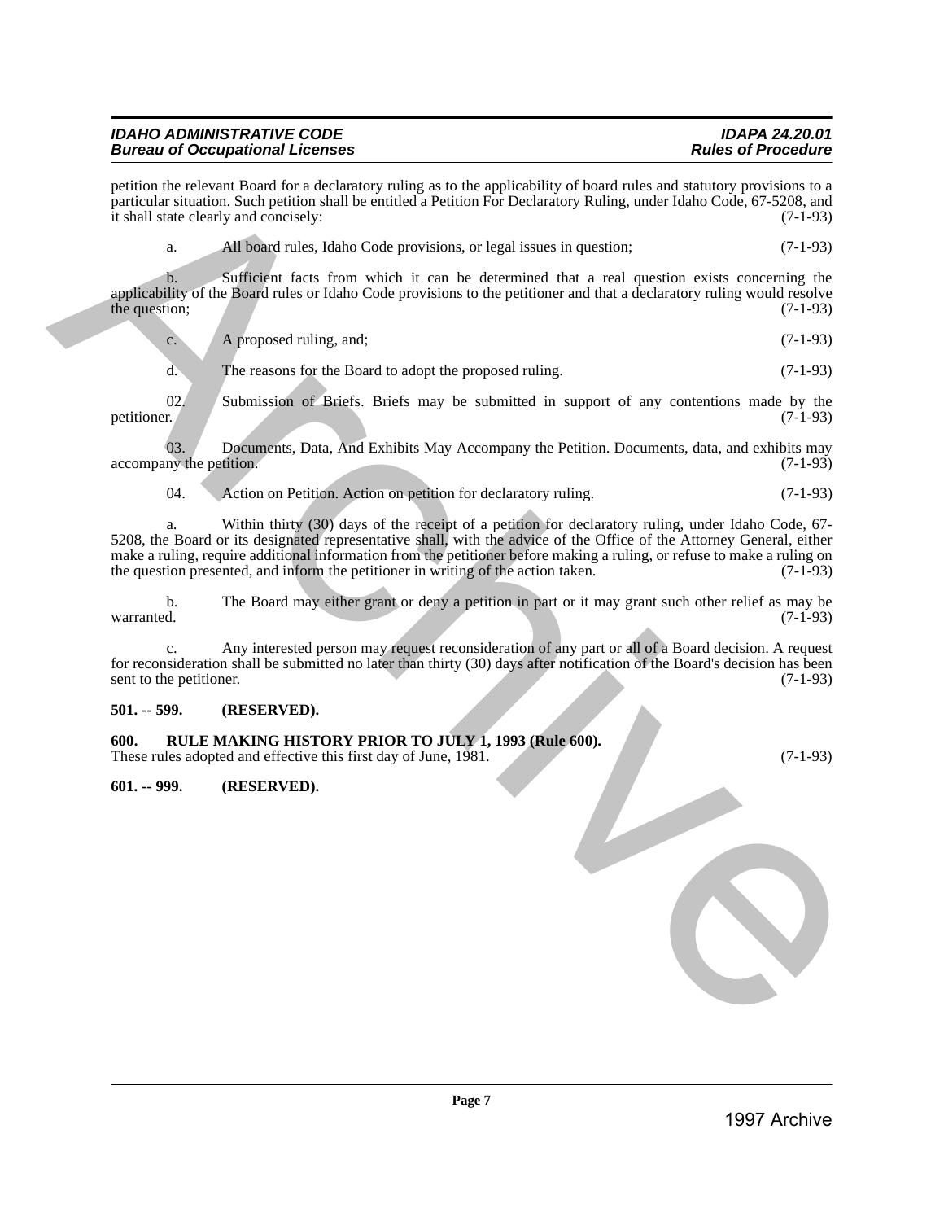petition the relevant Board for a declaratory ruling as to the applicability of board rules and statutory provisions to a particular situation. Such petition shall be entitled a Petition For Declaratory Ruling, under Idaho Code, 67-5208, and it shall state clearly and concisely: (7-1-93)

a. All board rules, Idaho Code provisions, or legal issues in question; (7-1-93)

b. Sufficient facts from which it can be determined that a real question exists concerning the applicability of the Board rules or Idaho Code provisions to the petitioner and that a declaratory ruling would resolve the question; (7-1-93)

c. A proposed ruling, and; (7-1-93)

d. The reasons for the Board to adopt the proposed ruling. (7-1-93)

02. Submission of Briefs. Briefs may be submitted in support of any contentions made by the petitioner. (7-1-93)

03. Documents, Data, And Exhibits May Accompany the Petition. Documents, data, and exhibits may accompany the petition. (7-1-93)

04. Action on Petition. Action on petition for declaratory ruling. (7-1-93)

a. Within thirty (30) days of the receipt of a petition for declaratory ruling, under Idaho Code, 67-5208, the Board or its designated representative shall, with the advice of the Office of the Attorney General, either make a ruling, require additional information from the petitioner before making a ruling, or refuse to make a ruling on the question presented, and inform the petitioner in writing of the action taken. (7-1-93)

b. The Board may either grant or deny a petition in part or it may grant such other relief as may be warranted. (7-1-93)

c. Any interested person may request reconsideration of any part or all of a Board decision. A request for reconsideration shall be submitted no later than thirty (30) days after notification of the Board's decision has been sent to the petitioner. (7-1-93)

**501. -- 599. (RESERVED).**

**600. RULE MAKING HISTORY PRIOR TO JULY 1, 1993 (Rule 600).**
These rules adopted and effective this first day of June, 1981. (7-1-93)

**601. -- 999. (RESERVED).**